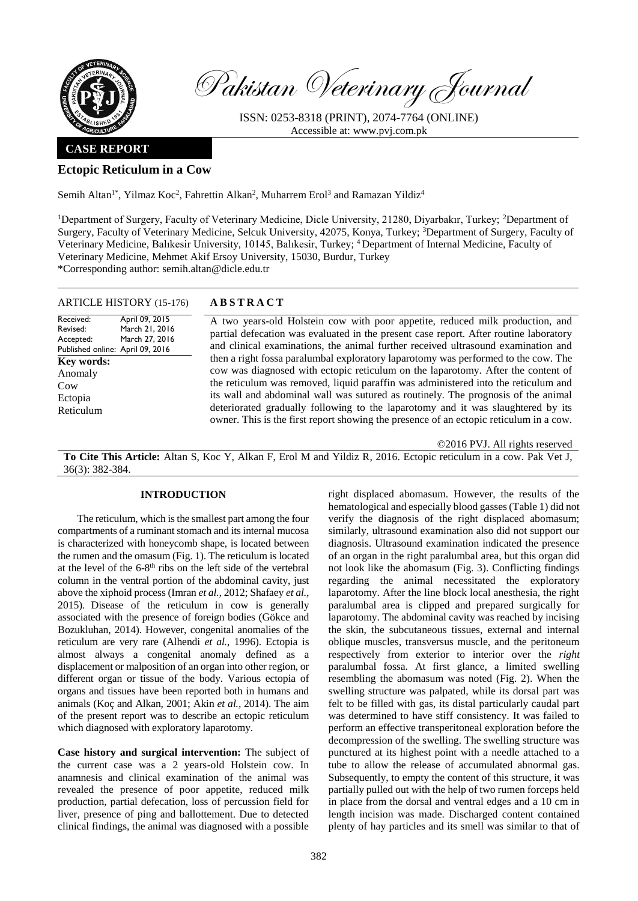Pakistan Veterinary Journal

ISSN: 0253-8318 (PRINT), 2074-7764 (ONLINE)
Accessible at: www.pvj.com.pk

**CASE REPORT**

# Ectopic Reticulum in a Cow

Semih Altan[1*], Yilmaz Koc[2], Fahrettin Alkan[2], Muharrem Erol[3] and Ramazan Yildiz[4]

[1]Department of Surgery, Faculty of Veterinary Medicine, Dicle University, 21280, Diyarbakır, Turkey; [2]Department of Surgery, Faculty of Veterinary Medicine, Selcuk University, 42075, Konya, Turkey; [3]Department of Surgery, Faculty of Veterinary Medicine, Balıkesir University, 10145, Balıkesir, Turkey; [4]Department of Internal Medicine, Faculty of Veterinary Medicine, Mehmet Akif Ersoy University, 15030, Burdur, Turkey
*Corresponding author: semih.altan@dicle.edu.tr

**ARTICLE HISTORY** (15-176)

Received: April 09, 2015
Revised: March 21, 2016
Accepted: March 27, 2016
Published online: April 09, 2016

**Key words:**
Anomaly
Cow
Ectopia
Reticulum

**ABSTRACT**

A two years-old Holstein cow with poor appetite, reduced milk production, and partial defecation was evaluated in the present case report. After routine laboratory and clinical examinations, the animal further received ultrasound examination and then a right fossa paralumbal exploratory laparotomy was performed to the cow. The cow was diagnosed with ectopic reticulum on the laparotomy. After the content of the reticulum was removed, liquid paraffin was administered into the reticulum and its wall and abdominal wall was sutured as routinely. The prognosis of the animal deteriorated gradually following to the laparotomy and it was slaughtered by its owner. This is the first report showing the presence of an ectopic reticulum in a cow.

©2016 PVJ. All rights reserved

**To Cite This Article:** Altan S, Koc Y, Alkan F, Erol M and Yildiz R, 2016. Ectopic reticulum in a cow. Pak Vet J, 36(3): 382-384.

## INTRODUCTION

The reticulum, which is the smallest part among the four compartments of a ruminant stomach and its internal mucosa is characterized with honeycomb shape, is located between the rumen and the omasum (Fig. 1). The reticulum is located at the level of the 6-8[th] ribs on the left side of the vertebral column in the ventral portion of the abdominal cavity, just above the xiphoid process (Imran *et al.,* 2012; Shafaey *et al.,* 2015). Disease of the reticulum in cow is generally associated with the presence of foreign bodies (Gökce and Bozukluhan, 2014). However, congenital anomalies of the reticulum are very rare (Alhendi *et al.,* 1996). Ectopia is almost always a congenital anomaly defined as a displacement or malposition of an organ into other region, or different organ or tissue of the body. Various ectopia of organs and tissues have been reported both in humans and animals (Koç and Alkan, 2001; Akin *et al.,* 2014). The aim of the present report was to describe an ectopic reticulum which diagnosed with exploratory laparotomy.

**Case history and surgical intervention:** The subject of the current case was a 2 years-old Holstein cow. In anamnesis and clinical examination of the animal was revealed the presence of poor appetite, reduced milk production, partial defecation, loss of percussion field for liver, presence of ping and ballottement. Due to detected clinical findings, the animal was diagnosed with a possible right displaced abomasum. However, the results of the hematological and especially blood gasses (Table 1) did not verify the diagnosis of the right displaced abomasum; similarly, ultrasound examination also did not support our diagnosis. Ultrasound examination indicated the presence of an organ in the right paralumbal area, but this organ did not look like the abomasum (Fig. 3). Conflicting findings regarding the animal necessitated the exploratory laparotomy. After the line block local anesthesia, the right paralumbal area is clipped and prepared surgically for laparotomy. The abdominal cavity was reached by incising the skin, the subcutaneous tissues, external and internal oblique muscles, transversus muscle, and the peritoneum respectively from exterior to interior over the *right* paralumbal fossa. At first glance, a limited swelling resembling the abomasum was noted (Fig. 2). When the swelling structure was palpated, while its dorsal part was felt to be filled with gas, its distal particularly caudal part was determined to have stiff consistency. It was failed to perform an effective transperitoneal exploration before the decompression of the swelling. The swelling structure was punctured at its highest point with a needle attached to a tube to allow the release of accumulated abnormal gas. Subsequently, to empty the content of this structure, it was partially pulled out with the help of two rumen forceps held in place from the dorsal and ventral edges and a 10 cm in length incision was made. Discharged content contained plenty of hay particles and its smell was similar to that of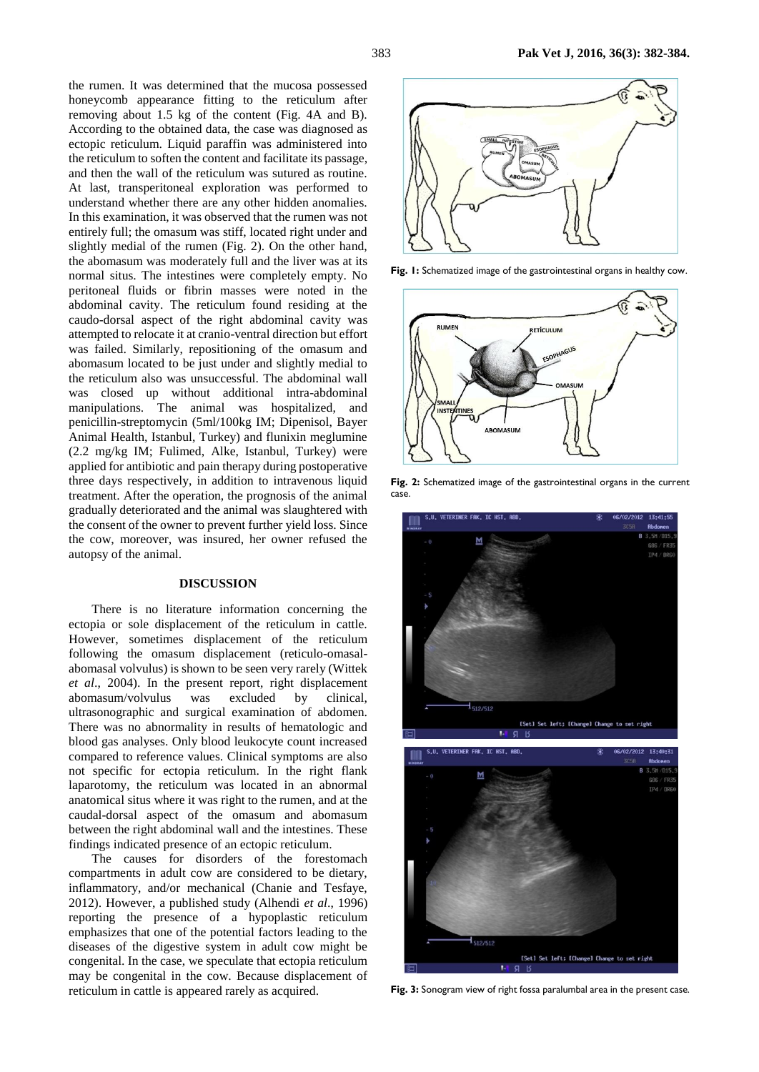the rumen. It was determined that the mucosa possessed honeycomb appearance fitting to the reticulum after removing about 1.5 kg of the content (Fig. 4A and B). According to the obtained data, the case was diagnosed as ectopic reticulum. Liquid paraffin was administered into the reticulum to soften the content and facilitate its passage, and then the wall of the reticulum was sutured as routine. At last, transperitoneal exploration was performed to understand whether there are any other hidden anomalies. In this examination, it was observed that the rumen was not entirely full; the omasum was stiff, located right under and slightly medial of the rumen (Fig. 2). On the other hand, the abomasum was moderately full and the liver was at its normal situs. The intestines were completely empty. No peritoneal fluids or fibrin masses were noted in the abdominal cavity. The reticulum found residing at the caudo-dorsal aspect of the right abdominal cavity was attempted to relocate it at cranio-ventral direction but effort was failed. Similarly, repositioning of the omasum and abomasum located to be just under and slightly medial to the reticulum also was unsuccessful. The abdominal wall was closed up without additional intra-abdominal manipulations. The animal was hospitalized, and penicillin-streptomycin (5ml/100kg IM; Dipenisol, Bayer Animal Health, Istanbul, Turkey) and flunixin meglumine (2.2 mg/kg IM; Fulimed, Alke, Istanbul, Turkey) were applied for antibiotic and pain therapy during postoperative three days respectively, in addition to intravenous liquid treatment. After the operation, the prognosis of the animal gradually deteriorated and the animal was slaughtered with the consent of the owner to prevent further yield loss. Since the cow, moreover, was insured, her owner refused the autopsy of the animal.

## DISCUSSION

There is no literature information concerning the ectopia or sole displacement of the reticulum in cattle. However, sometimes displacement of the reticulum following the omasum displacement (reticulo-omasal-abomasal volvulus) is shown to be seen very rarely (Wittek *et al*., 2004). In the present report, right displacement abomasum/volvulus was excluded by clinical, ultrasonographic and surgical examination of abdomen. There was no abnormality in results of hematologic and blood gas analyses. Only blood leukocyte count increased compared to reference values. Clinical symptoms are also not specific for ectopia reticulum. In the right flank laparotomy, the reticulum was located in an abnormal anatomical situs where it was right to the rumen, and at the caudal-dorsal aspect of the omasum and abomasum between the right abdominal wall and the intestines. These findings indicated presence of an ectopic reticulum.

The causes for disorders of the forestomach compartments in adult cow are considered to be dietary, inflammatory, and/or mechanical (Chanie and Tesfaye, 2012). However, a published study (Alhendi *et al*., 1996) reporting the presence of a hypoplastic reticulum emphasizes that one of the potential factors leading to the diseases of the digestive system in adult cow might be congenital. In the case, we speculate that ectopia reticulum may be congenital in the cow. Because displacement of reticulum in cattle is appeared rarely as acquired.

**Fig. 1:** Schematized image of the gastrointestinal organs in healthy cow.

**Fig. 2:** Schematized image of the gastrointestinal organs in the current case.

**Fig. 3:** Sonogram view of right fossa paralumbal area in the present case.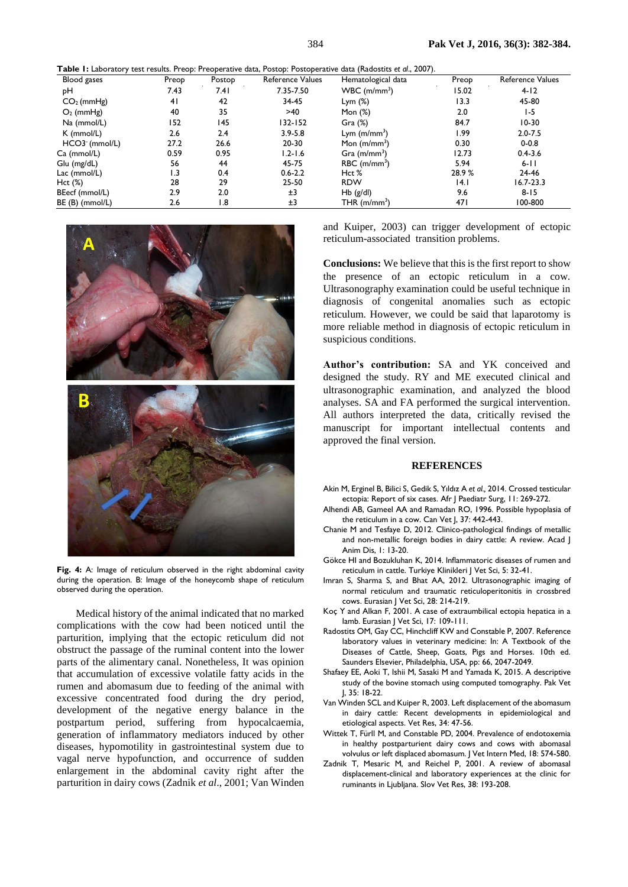**Table 1:** Laboratory test results. Preop: Preoperative data, Postop: Postoperative data (Radostits *et al*., 2007).

| Blood gases | Preop | Postop | Reference Values | Hematological data | Preop | Reference Values |
|---|---|---|---|---|---|---|
| pH | 7.43 | 7.41 | 7.35-7.50 | WBC ($m/mm^3$) | 15.02 | 4-12 |
| $CO_2$ (mmHg) | 41 | 42 | 34-45 | Lym (%) | 13.3 | 45-80 |
| $O_2$ (mmHg) | 40 | 35 | >40 | Mon (%) | 2.0 | 1-5 |
| Na (mmol/L) | 152 | 145 | 132-152 | Gra (%) | 84.7 | 10-30 |
| K (mmol/L) | 2.6 | 2.4 | 3.9-5.8 | Lym ($m/mm^3$) | 1.99 | 2.0-7.5 |
| $HCO3^-$ (mmol/L) | 27.2 | 26.6 | 20-30 | Mon ($m/mm^3$) | 0.30 | 0-0.8 |
| Ca (mmol/L) | 0.59 | 0.95 | 1.2-1.6 | Gra ($m/mm^3$) | 12.73 | 0.4-3.6 |
| Glu (mg/dL) | 56 | 44 | 45-75 | RBC ($m/mm^3$) | 5.94 | 6-11 |
| Lac (mmol/L) | 1.3 | 0.4 | 0.6-2.2 | Hct % | 28.9 % | 24-46 |
| Hct (%) | 28 | 29 | 25-50 | RDW | 14.1 | 16.7-23.3 |
| BEecf (mmol/L) | 2.9 | 2.0 | ±3 | Hb (g/dl) | 9.6 | 8-15 |
| BE (B) (mmol/L) | 2.6 | 1.8 | ±3 | THR ($m/mm^3$) | 471 | 100-800 |

**Fig. 4:** A: Image of reticulum observed in the right abdominal cavity during the operation. B: Image of the honeycomb shape of reticulum observed during the operation.

Medical history of the animal indicated that no marked complications with the cow had been noticed until the parturition, implying that the ectopic reticulum did not obstruct the passage of the ruminal content into the lower parts of the alimentary canal. Nonetheless, It was opinion that accumulation of excessive volatile fatty acids in the rumen and abomasum due to feeding of the animal with excessive concentrated food during the dry period, development of the negative energy balance in the postpartum period, suffering from hypocalcaemia, generation of inflammatory mediators induced by other diseases, hypomotility in gastrointestinal system due to vagal nerve hypofunction, and occurrence of sudden enlargement in the abdominal cavity right after the parturition in dairy cows (Zadnik *et al*., 2001; Van Winden and Kuiper, 2003) can trigger development of ectopic reticulum-associated transition problems.

**Conclusions:** We believe that this is the first report to show the presence of an ectopic reticulum in a cow. Ultrasonography examination could be useful technique in diagnosis of congenital anomalies such as ectopic reticulum. However, we could be said that laparotomy is more reliable method in diagnosis of ectopic reticulum in suspicious conditions.

**Author's contribution:** SA and YK conceived and designed the study. RY and ME executed clinical and ultrasonographic examination, and analyzed the blood analyses. SA and FA performed the surgical intervention. All authors interpreted the data, critically revised the manuscript for important intellectual contents and approved the final version.

## REFERENCES

- Akin M, Erginel B, Bilici S, Gedik S, Yıldız A *et al*., 2014. Crossed testicular ectopia: Report of six cases. Afr J Paediatr Surg, 11: 269-272.
- Alhendi AB, Gameel AA and Ramadan RO, 1996. Possible hypoplasia of the reticulum in a cow. Can Vet J, 37: 442-443.
- Chanie M and Tesfaye D, 2012. Clinico-pathological findings of metallic and non-metallic foreign bodies in dairy cattle: A review. Acad J Anim Dis, 1: 13-20.
- Gökce HI and Bozukluhan K, 2014. Inflammatoric diseases of rumen and reticulum in cattle. Turkiye Klinikleri J Vet Sci, 5: 32-41.
- Imran S, Sharma S, and Bhat AA, 2012. Ultrasonographic imaging of normal reticulum and traumatic reticuloperitonitis in crossbred cows. Eurasian J Vet Sci, 28: 214-219.
- Koç Y and Alkan F, 2001. A case of extraumbilical ectopia hepatica in a lamb. Eurasian J Vet Sci, 17: 109-111.
- Radostits OM, Gay CC, Hinchcliff KW and Constable P, 2007. Reference laboratory values in veterinary medicine: In: A Textbook of the Diseases of Cattle, Sheep, Goats, Pigs and Horses. 10th ed. Saunders Elsevier, Philadelphia, USA, pp: 66, 2047-2049.
- Shafaey EE, Aoki T, Ishii M, Sasaki M and Yamada K, 2015. A descriptive study of the bovine stomach using computed tomography. Pak Vet J, 35: 18-22.
- Van Winden SCL and Kuiper R, 2003. Left displacement of the abomasum in dairy cattle: Recent developments in epidemiological and etiological aspects. Vet Res, 34: 47-56.
- Wittek T, Fürll M, and Constable PD, 2004. Prevalence of endotoxemia in healthy postparturient dairy cows and cows with abomasal volvulus or left displaced abomasum. J Vet Intern Med, 18: 574-580.
- Zadnik T, Mesaric M, and Reichel P, 2001. A review of abomasal displacement-clinical and laboratory experiences at the clinic for ruminants in Ljubljana. Slov Vet Res, 38: 193-208.